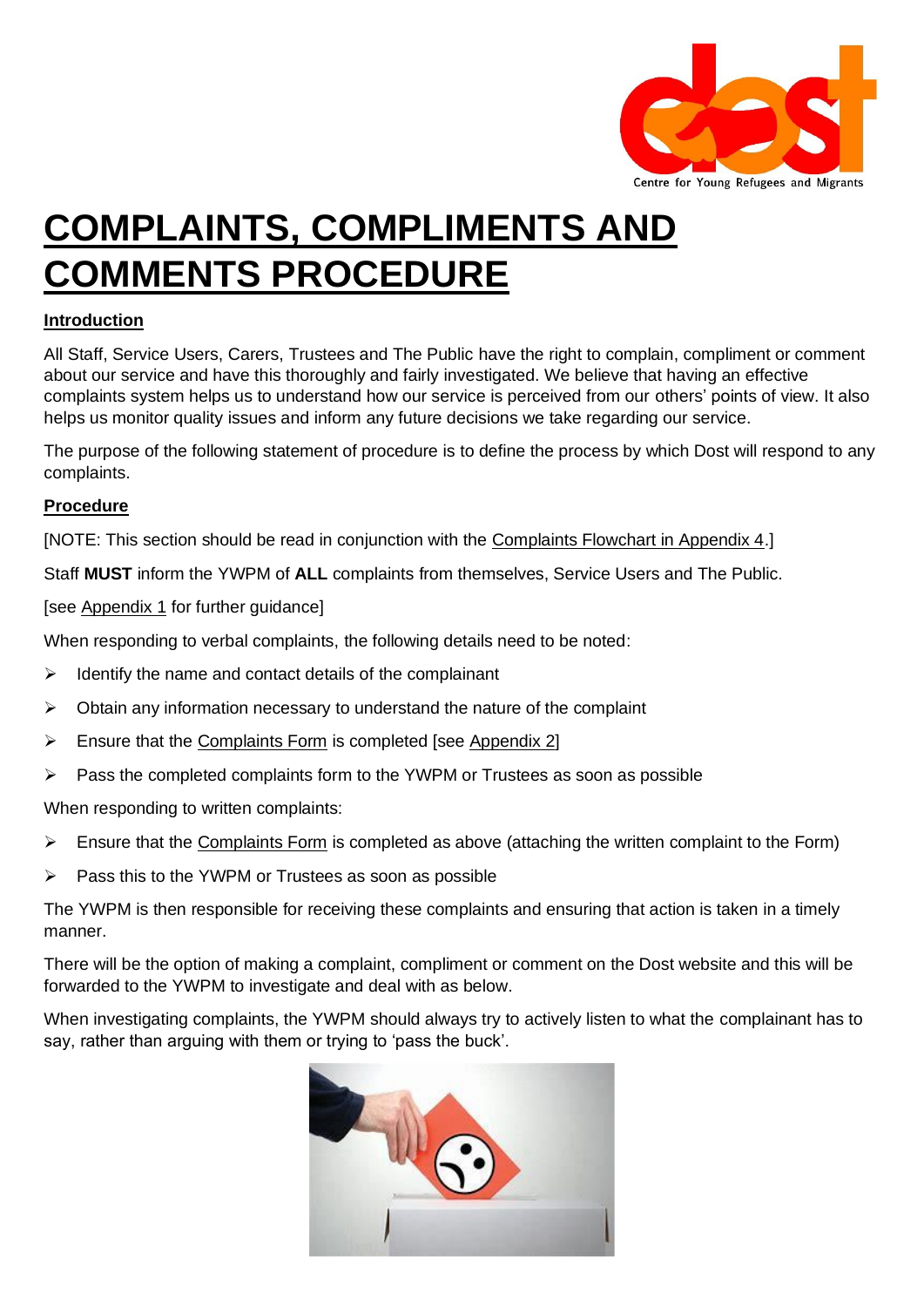# COMPLAINTS, COMPLIMENTS AND COMMENTS PROCEDURE

## Introduction

All Staff, Service Users, Carers, Trustees and The Public have the right to complain, compliment or comment about our service and have this thoroughly and fairly investigated. We believe that having an effective complaints system helps us to understand how our service is perceived from our others' points of view. It also helps us monitor quality issues and inform any future decisions we take regarding our service.

The purpose of the following statement of procedure is to define the process by which Dost will respond to any complaints.

## Procedure

[NOTE: This section should be read in conjunction with the Complaints Flowchart in Appendix 4.]

Staff **MUST** inform the YWPM of **ALL** complaints from themselves, Service Users and The Public.

[see Appendix 1 for further guidance]

When responding to verbal complaints, the following details need to be noted:

- Identify the name and contact details of the complainant
- Obtain any information necessary to understand the nature of the complaint
- Ensure that the Complaints Form is completed [see Appendix 2]
- Pass the completed complaints form to the YWPM or Trustees as soon as possible

When responding to written complaints:

- Ensure that the Complaints Form is completed as above (attaching the written complaint to the Form)
- Pass this to the YWPM or Trustees as soon as possible

The YWPM is then responsible for receiving these complaints and ensuring that action is taken in a timely manner.

There will be the option of making a complaint, compliment or comment on the Dost website and this will be forwarded to the YWPM to investigate and deal with as below.

When investigating complaints, the YWPM should always try to actively listen to what the complainant has to say, rather than arguing with them or trying to 'pass the buck'.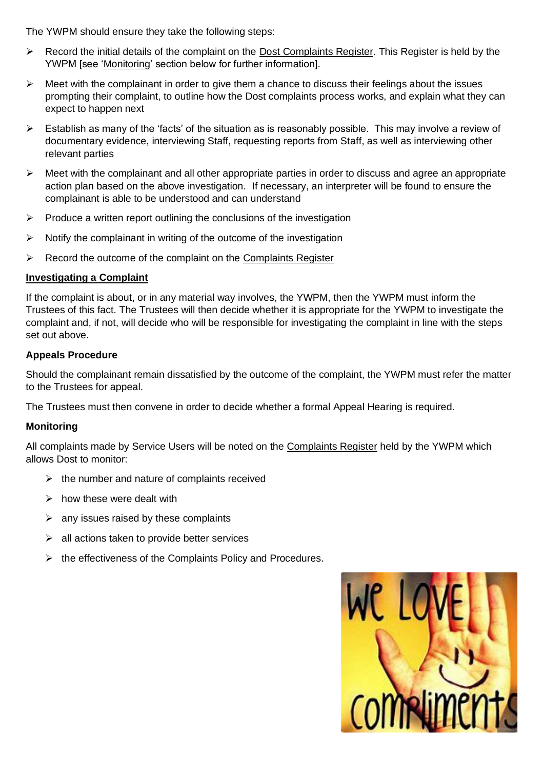The YWPM should ensure they take the following steps:

- Record the initial details of the complaint on the Dost Complaints Register. This Register is held by the YWPM [see 'Monitoring' section below for further information].
- Meet with the complainant in order to give them a chance to discuss their feelings about the issues prompting their complaint, to outline how the Dost complaints process works, and explain what they can expect to happen next
- Establish as many of the 'facts' of the situation as is reasonably possible. This may involve a review of documentary evidence, interviewing Staff, requesting reports from Staff, as well as interviewing other relevant parties
- Meet with the complainant and all other appropriate parties in order to discuss and agree an appropriate action plan based on the above investigation. If necessary, an interpreter will be found to ensure the complainant is able to be understood and can understand
- Produce a written report outlining the conclusions of the investigation
- Notify the complainant in writing of the outcome of the investigation
- Record the outcome of the complaint on the Complaints Register

### Investigating a Complaint

If the complaint is about, or in any material way involves, the YWPM, then the YWPM must inform the Trustees of this fact. The Trustees will then decide whether it is appropriate for the YWPM to investigate the complaint and, if not, will decide who will be responsible for investigating the complaint in line with the steps set out above.

### Appeals Procedure

Should the complainant remain dissatisfied by the outcome of the complaint, the YWPM must refer the matter to the Trustees for appeal.

The Trustees must then convene in order to decide whether a formal Appeal Hearing is required.

### Monitoring

All complaints made by Service Users will be noted on the Complaints Register held by the YWPM which allows Dost to monitor:

- the number and nature of complaints received
- how these were dealt with
- any issues raised by these complaints
- all actions taken to provide better services
- the effectiveness of the Complaints Policy and Procedures.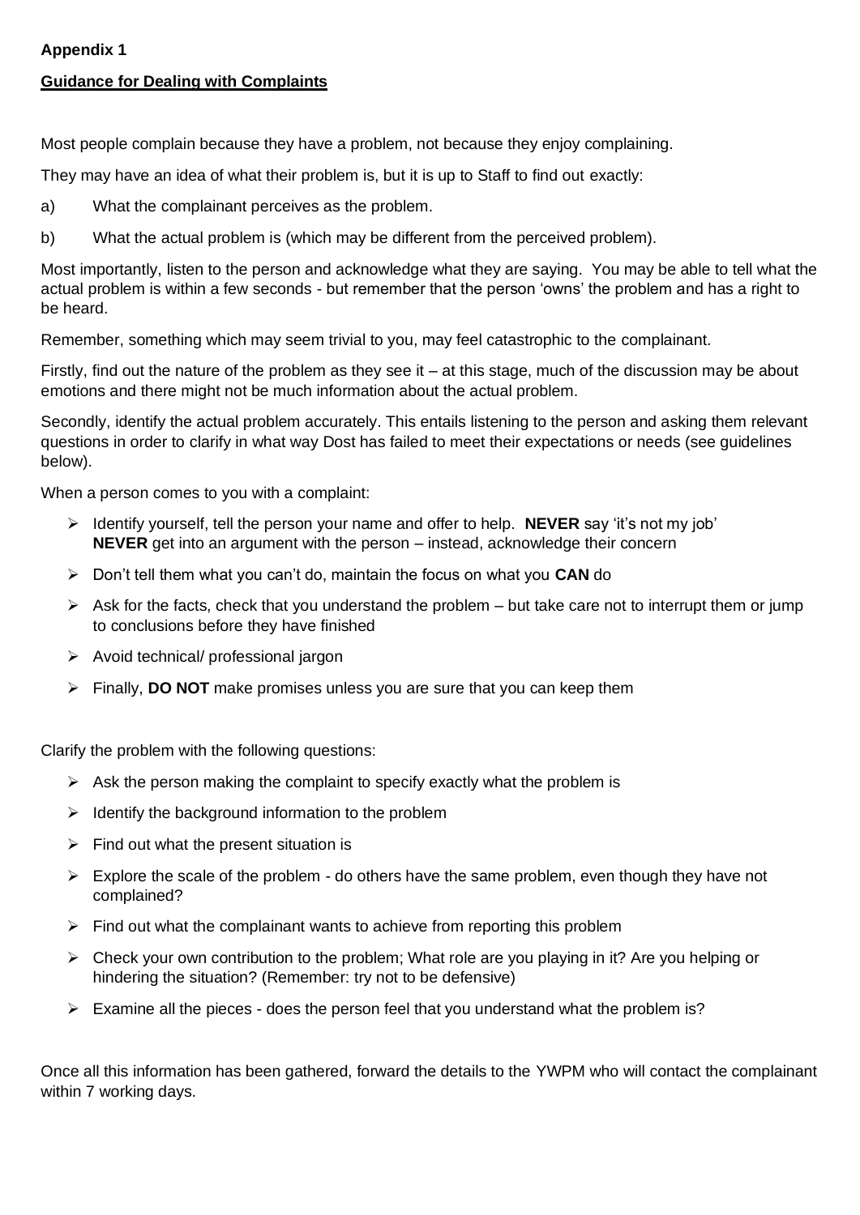**Appendix 1**

**Guidance for Dealing with Complaints**

Most people complain because they have a problem, not because they enjoy complaining.

They may have an idea of what their problem is, but it is up to Staff to find out exactly:

a) What the complainant perceives as the problem.

b) What the actual problem is (which may be different from the perceived problem).

Most importantly, listen to the person and acknowledge what they are saying. You may be able to tell what the actual problem is within a few seconds - but remember that the person 'owns' the problem and has a right to be heard.

Remember, something which may seem trivial to you, may feel catastrophic to the complainant.

Firstly, find out the nature of the problem as they see it – at this stage, much of the discussion may be about emotions and there might not be much information about the actual problem.

Secondly, identify the actual problem accurately. This entails listening to the person and asking them relevant questions in order to clarify in what way Dost has failed to meet their expectations or needs (see guidelines below).

When a person comes to you with a complaint:

- Identify yourself, tell the person your name and offer to help. **NEVER** say 'it's not my job' **NEVER** get into an argument with the person – instead, acknowledge their concern
- Don't tell them what you can't do, maintain the focus on what you **CAN** do
- Ask for the facts, check that you understand the problem – but take care not to interrupt them or jump to conclusions before they have finished
- Avoid technical/ professional jargon
- Finally, **DO NOT** make promises unless you are sure that you can keep them

Clarify the problem with the following questions:

- Ask the person making the complaint to specify exactly what the problem is
- Identify the background information to the problem
- Find out what the present situation is
- Explore the scale of the problem - do others have the same problem, even though they have not complained?
- Find out what the complainant wants to achieve from reporting this problem
- Check your own contribution to the problem; What role are you playing in it? Are you helping or hindering the situation? (Remember: try not to be defensive)
- Examine all the pieces - does the person feel that you understand what the problem is?

Once all this information has been gathered, forward the details to the YWPM who will contact the complainant within 7 working days.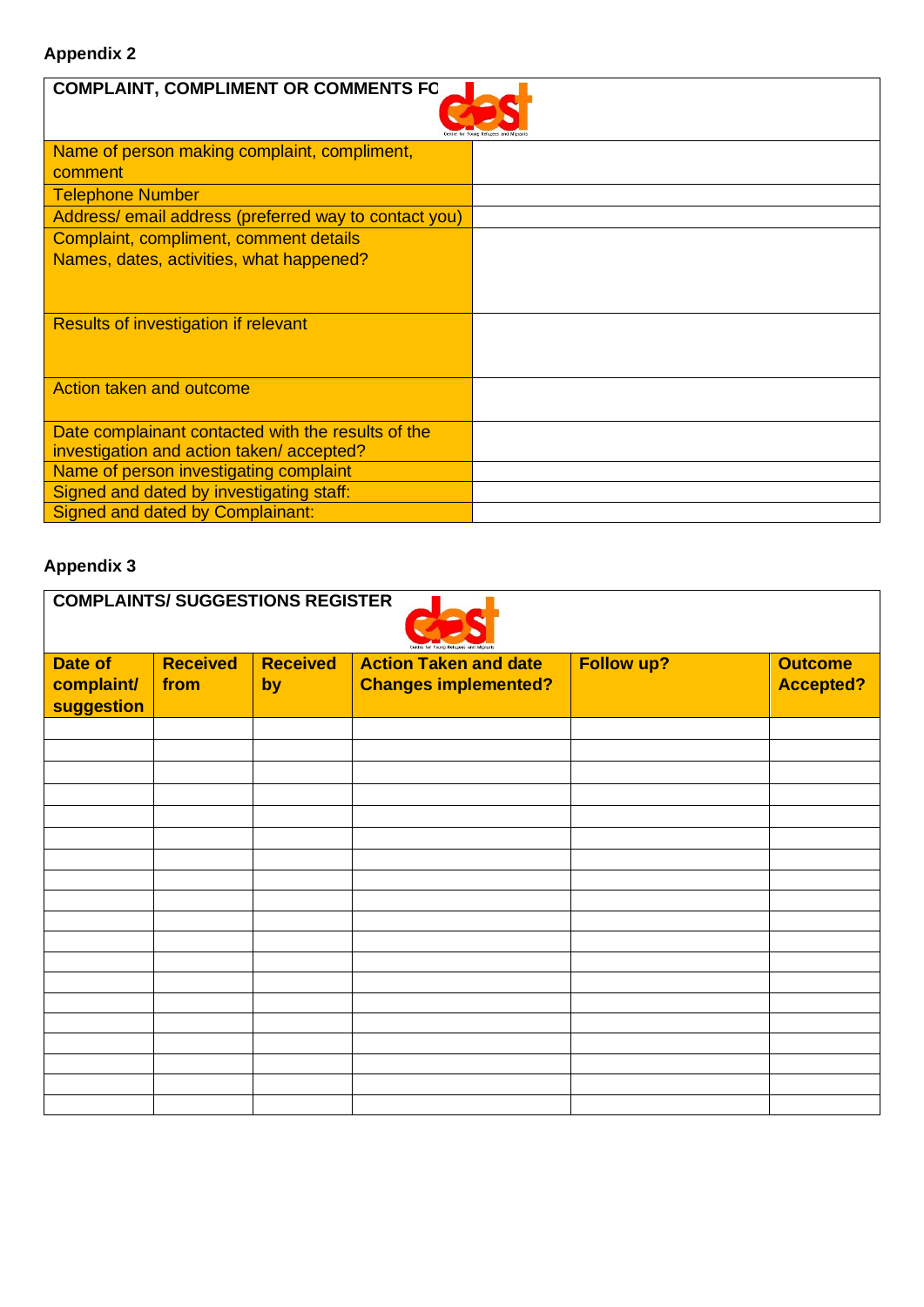## Appendix 2

| COMPLAINT, COMPLIMENT OR COMMENTS FO | |
|---|---|
| Name of person making complaint, compliment, comment | |
| Telephone Number | |
| Address/ email address (preferred way to contact you) | |
| Complaint, compliment, comment details<br>Names, dates, activities, what happened? | |
| Results of investigation if relevant | |
| Action taken and outcome | |
| Date complainant contacted with the results of the investigation and action taken/ accepted? | |
| Name of person investigating complaint | |
| Signed and dated by investigating staff: | |
| Signed and dated by Complainant: | |

## Appendix 3

**COMPLAINTS/ SUGGESTIONS REGISTER**

| Date of complaint/ suggestion | Received from | Received by | Action Taken and date Changes implemented? | Follow up? | Outcome Accepted? |
|---|---|---|---|---|---|
| | | | | | |
| | | | | | |
| | | | | | |
| | | | | | |
| | | | | | |
| | | | | | |
| | | | | | |
| | | | | | |
| | | | | | |
| | | | | | |
| | | | | | |
| | | | | | |
| | | | | | |
| | | | | | |
| | | | | | |
| | | | | | |
| | | | | | |
| | | | | | |
| | | | | | |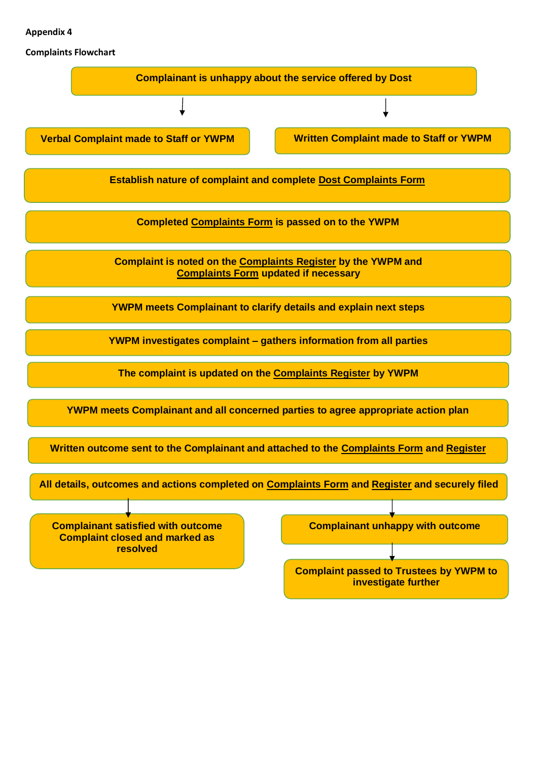**Appendix 4**

**Complaints Flowchart**

Complainant is unhappy about the service offered by Dost

Verbal Complaint made to Staff or YWPM

Written Complaint made to Staff or YWPM

Establish nature of complaint and complete Dost Complaints Form

Completed Complaints Form is passed on to the YWPM

Complaint is noted on the Complaints Register by the YWPM and Complaints Form updated if necessary

YWPM meets Complainant to clarify details and explain next steps

YWPM investigates complaint – gathers information from all parties

The complaint is updated on the Complaints Register by YWPM

YWPM meets Complainant and all concerned parties to agree appropriate action plan

Written outcome sent to the Complainant and attached to the Complaints Form and Register

All details, outcomes and actions completed on Complaints Form and Register and securely filed

Complainant satisfied with outcome Complaint closed and marked as resolved

Complainant unhappy with outcome

Complaint passed to Trustees by YWPM to investigate further